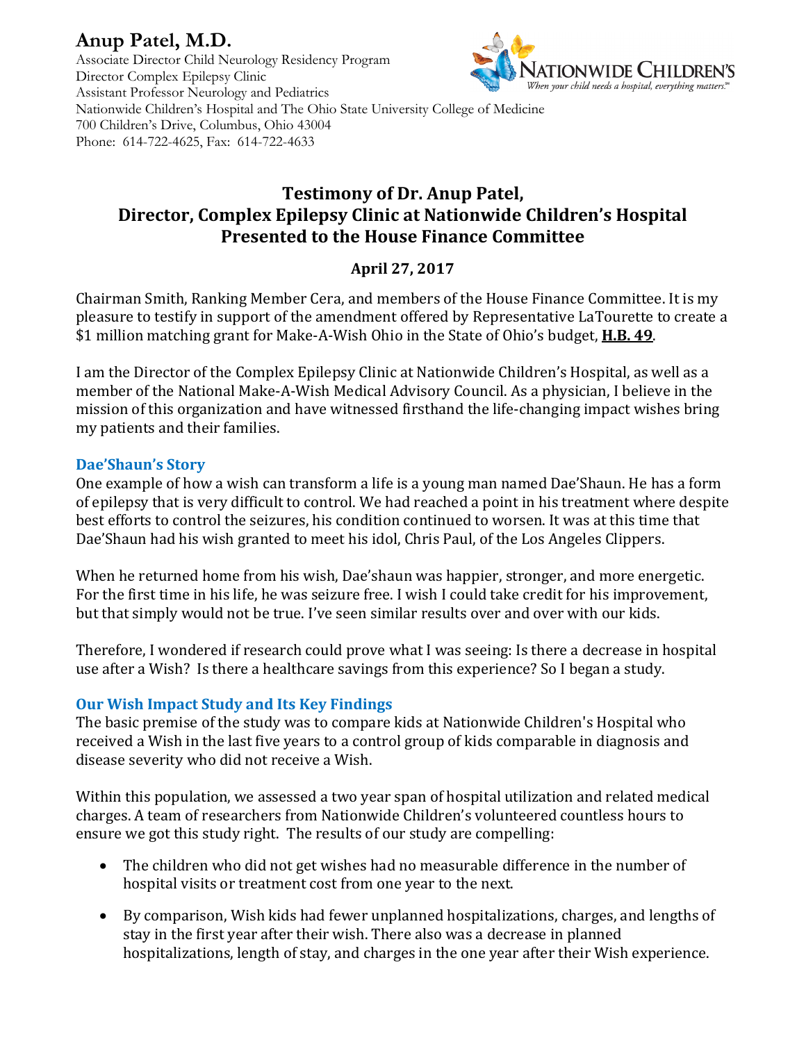# Anup Patel, M.D.

Associate Director Child Neurology Residency Program
Director Complex Epilepsy Clinic
Assistant Professor Neurology and Pediatrics
Nationwide Children's Hospital and The Ohio State University College of Medicine
700 Children's Drive, Columbus, Ohio 43004
Phone: 614-722-4625, Fax: 614-722-4633

## Testimony of Dr. Anup Patel, Director, Complex Epilepsy Clinic at Nationwide Children's Hospital Presented to the House Finance Committee

**April 27, 2017**

Chairman Smith, Ranking Member Cera, and members of the House Finance Committee. It is my pleasure to testify in support of the amendment offered by Representative LaTourette to create a $1 million matching grant for Make-A-Wish Ohio in the State of Ohio's budget, **H.B. 49**.

I am the Director of the Complex Epilepsy Clinic at Nationwide Children's Hospital, as well as a member of the National Make-A-Wish Medical Advisory Council. As a physician, I believe in the mission of this organization and have witnessed firsthand the life-changing impact wishes bring my patients and their families.

### Dae'Shaun's Story

One example of how a wish can transform a life is a young man named Dae'Shaun. He has a form of epilepsy that is very difficult to control. We had reached a point in his treatment where despite best efforts to control the seizures, his condition continued to worsen. It was at this time that Dae'Shaun had his wish granted to meet his idol, Chris Paul, of the Los Angeles Clippers.

When he returned home from his wish, Dae'shaun was happier, stronger, and more energetic. For the first time in his life, he was seizure free. I wish I could take credit for his improvement, but that simply would not be true. I've seen similar results over and over with our kids.

Therefore, I wondered if research could prove what I was seeing: Is there a decrease in hospital use after a Wish? Is there a healthcare savings from this experience? So I began a study.

### Our Wish Impact Study and Its Key Findings

The basic premise of the study was to compare kids at Nationwide Children's Hospital who received a Wish in the last five years to a control group of kids comparable in diagnosis and disease severity who did not receive a Wish.

Within this population, we assessed a two year span of hospital utilization and related medical charges. A team of researchers from Nationwide Children's volunteered countless hours to ensure we got this study right. The results of our study are compelling:

- The children who did not get wishes had no measurable difference in the number of hospital visits or treatment cost from one year to the next.
- By comparison, Wish kids had fewer unplanned hospitalizations, charges, and lengths of stay in the first year after their wish. There also was a decrease in planned hospitalizations, length of stay, and charges in the one year after their Wish experience.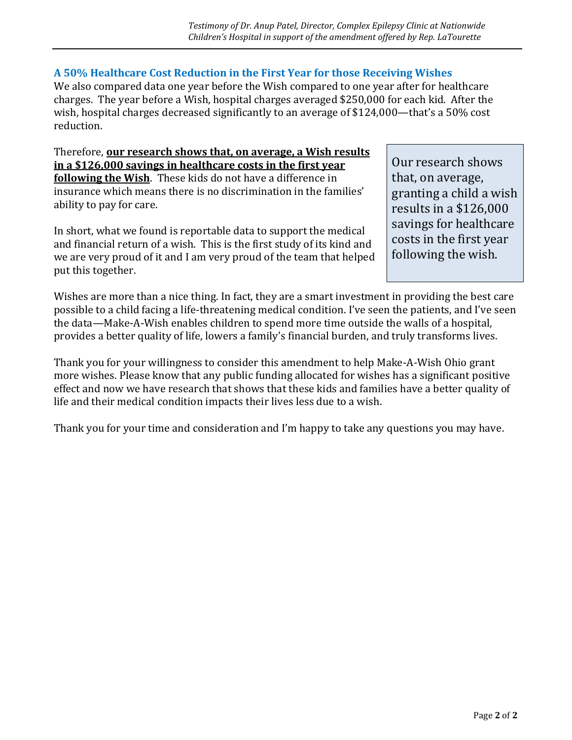## A 50% Healthcare Cost Reduction in the First Year for those Receiving Wishes

We also compared data one year before the Wish compared to one year after for healthcare charges. The year before a Wish, hospital charges averaged $250,000 for each kid. After the wish, hospital charges decreased significantly to an average of $124,000—that's a 50% cost reduction.

Therefore, **our research shows that, on average, a Wish results in a $126,000 savings in healthcare costs in the first year following the Wish**. These kids do not have a difference in insurance which means there is no discrimination in the families' ability to pay for care.

> Our research shows that, on average, granting a child a wish results in a $126,000 savings for healthcare costs in the first year following the wish.

In short, what we found is reportable data to support the medical and financial return of a wish. This is the first study of its kind and we are very proud of it and I am very proud of the team that helped put this together.

Wishes are more than a nice thing. In fact, they are a smart investment in providing the best care possible to a child facing a life-threatening medical condition. I've seen the patients, and I've seen the data—Make-A-Wish enables children to spend more time outside the walls of a hospital, provides a better quality of life, lowers a family's financial burden, and truly transforms lives.

Thank you for your willingness to consider this amendment to help Make-A-Wish Ohio grant more wishes. Please know that any public funding allocated for wishes has a significant positive effect and now we have research that shows that these kids and families have a better quality of life and their medical condition impacts their lives less due to a wish.

Thank you for your time and consideration and I'm happy to take any questions you may have.